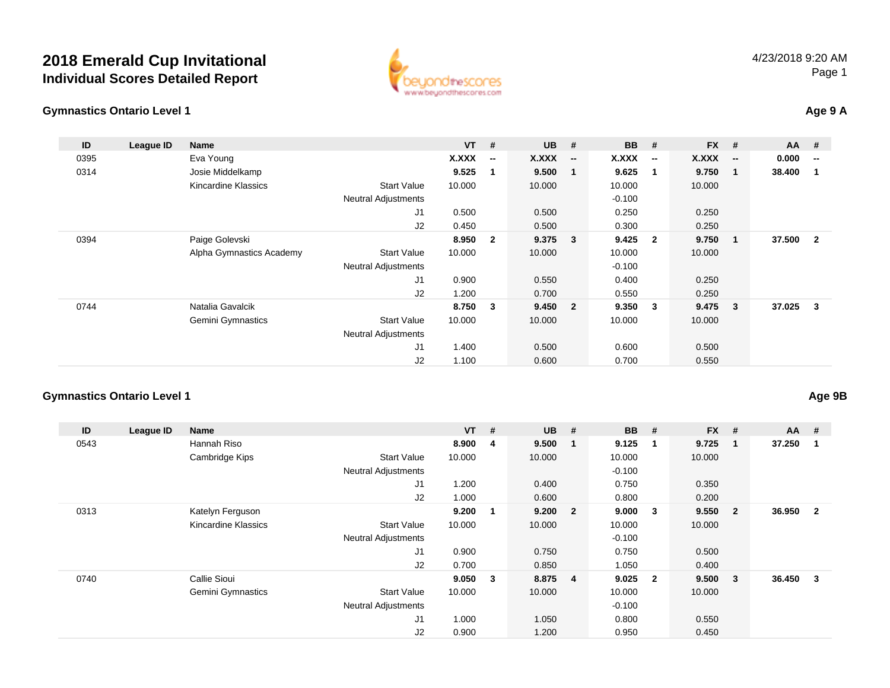# 2018 Emerald Cup Invitational

## Individual Scores Detailed Report

4/23/2018 9:20 AM

### Gymnastics Ontario Level 1

**Age 9 A**

| ID | League ID | Name | | VT | # | UB | # | BB | # | FX | # | AA | # |
|---|---|---|---|---|---|---|---|---|---|---|---|---|---|
| 0395 | | Eva Young | | **X.XXX** | **--** | **X.XXX** | **--** | **X.XXX** | **--** | **X.XXX** | **--** | **0.000** | **--** |
| 0314 | | Josie Middelkamp | | **9.525** | **1** | **9.500** | **1** | **9.625** | **1** | **9.750** | **1** | **38.400** | **1** |
| | | Kincardine Klassics | Start Value | 10.000 | | 10.000 | | 10.000 | | 10.000 | | | |
| | | | Neutral Adjustments | | | | | -0.100 | | | | | |
| | | | J1 | 0.500 | | 0.500 | | 0.250 | | 0.250 | | | |
| | | | J2 | 0.450 | | 0.500 | | 0.300 | | 0.250 | | | |
| 0394 | | Paige Golevski | | **8.950** | **2** | **9.375** | **3** | **9.425** | **2** | **9.750** | **1** | **37.500** | **2** |
| | | Alpha Gymnastics Academy | Start Value | 10.000 | | 10.000 | | 10.000 | | 10.000 | | | |
| | | | Neutral Adjustments | | | | | -0.100 | | | | | |
| | | | J1 | 0.900 | | 0.550 | | 0.400 | | 0.250 | | | |
| | | | J2 | 1.200 | | 0.700 | | 0.550 | | 0.250 | | | |
| 0744 | | Natalia Gavalcik | | **8.750** | **3** | **9.450** | **2** | **9.350** | **3** | **9.475** | **3** | **37.025** | **3** |
| | | Gemini Gymnastics | Start Value | 10.000 | | 10.000 | | 10.000 | | 10.000 | | | |
| | | | Neutral Adjustments | | | | | | | | | | |
| | | | J1 | 1.400 | | 0.500 | | 0.600 | | 0.500 | | | |
| | | | J2 | 1.100 | | 0.600 | | 0.700 | | 0.550 | | | |

### Gymnastics Ontario Level 1

**Age 9B**

| ID | League ID | Name | | VT | # | UB | # | BB | # | FX | # | AA | # |
|---|---|---|---|---|---|---|---|---|---|---|---|---|---|
| 0543 | | Hannah Riso | | **8.900** | **4** | **9.500** | **1** | **9.125** | **1** | **9.725** | **1** | **37.250** | **1** |
| | | Cambridge Kips | Start Value | 10.000 | | 10.000 | | 10.000 | | 10.000 | | | |
| | | | Neutral Adjustments | | | | | -0.100 | | | | | |
| | | | J1 | 1.200 | | 0.400 | | 0.750 | | 0.350 | | | |
| | | | J2 | 1.000 | | 0.600 | | 0.800 | | 0.200 | | | |
| 0313 | | Katelyn Ferguson | | **9.200** | **1** | **9.200** | **2** | **9.000** | **3** | **9.550** | **2** | **36.950** | **2** |
| | | Kincardine Klassics | Start Value | 10.000 | | 10.000 | | 10.000 | | 10.000 | | | |
| | | | Neutral Adjustments | | | | | -0.100 | | | | | |
| | | | J1 | 0.900 | | 0.750 | | 0.750 | | 0.500 | | | |
| | | | J2 | 0.700 | | 0.850 | | 1.050 | | 0.400 | | | |
| 0740 | | Callie Sioui | | **9.050** | **3** | **8.875** | **4** | **9.025** | **2** | **9.500** | **3** | **36.450** | **3** |
| | | Gemini Gymnastics | Start Value | 10.000 | | 10.000 | | 10.000 | | 10.000 | | | |
| | | | Neutral Adjustments | | | | | -0.100 | | | | | |
| | | | J1 | 1.000 | | 1.050 | | 0.800 | | 0.550 | | | |
| | | | J2 | 0.900 | | 1.200 | | 0.950 | | 0.450 | | | |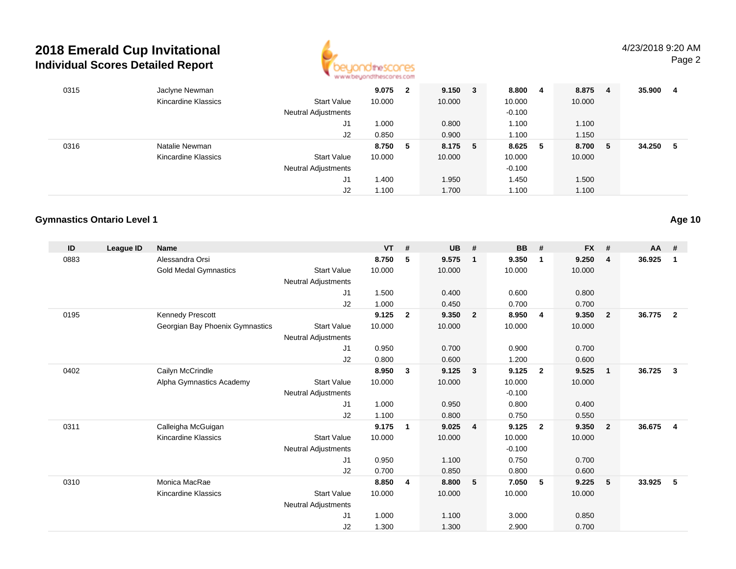# 2018 Emerald Cup Invitational
## Individual Scores Detailed Report

| | | | | VT | # | UB | # | BB | # | FX | # | AA | # |
|---|---|---|---|---|---|---|---|---|---|---|---|---|---|
| 0315 | | Jaclyne Newman | | 9.075 | 2 | 9.150 | 3 | 8.800 | 4 | 8.875 | 4 | 35.900 | 4 |
| | | Kincardine Klassics | Start Value | 10.000 | | 10.000 | | 10.000 | | 10.000 | | | |
| | | | Neutral Adjustments | | | | | -0.100 | | | | | |
| | | | J1 | 1.000 | | 0.800 | | 1.100 | | 1.100 | | | |
| | | | J2 | 0.850 | | 0.900 | | 1.100 | | 1.150 | | | |
| 0316 | | Natalie Newman | | 8.750 | 5 | 8.175 | 5 | 8.625 | 5 | 8.700 | 5 | 34.250 | 5 |
| | | Kincardine Klassics | Start Value | 10.000 | | 10.000 | | 10.000 | | 10.000 | | | |
| | | | Neutral Adjustments | | | | | -0.100 | | | | | |
| | | | J1 | 1.400 | | 1.950 | | 1.450 | | 1.500 | | | |
| | | | J2 | 1.100 | | 1.700 | | 1.100 | | 1.100 | | | |

### Gymnastics Ontario Level 1

**Age 10**

| ID | League ID | Name | | VT | # | UB | # | BB | # | FX | # | AA | # |
|---|---|---|---|---|---|---|---|---|---|---|---|---|---|
| 0883 | | Alessandra Orsi | | 8.750 | 5 | 9.575 | 1 | 9.350 | 1 | 9.250 | 4 | 36.925 | 1 |
| | | Gold Medal Gymnastics | Start Value | 10.000 | | 10.000 | | 10.000 | | 10.000 | | | |
| | | | Neutral Adjustments | | | | | | | | | | |
| | | | J1 | 1.500 | | 0.400 | | 0.600 | | 0.800 | | | |
| | | | J2 | 1.000 | | 0.450 | | 0.700 | | 0.700 | | | |
| 0195 | | Kennedy Prescott | | 9.125 | 2 | 9.350 | 2 | 8.950 | 4 | 9.350 | 2 | 36.775 | 2 |
| | | Georgian Bay Phoenix Gymnastics | Start Value | 10.000 | | 10.000 | | 10.000 | | 10.000 | | | |
| | | | Neutral Adjustments | | | | | | | | | | |
| | | | J1 | 0.950 | | 0.700 | | 0.900 | | 0.700 | | | |
| | | | J2 | 0.800 | | 0.600 | | 1.200 | | 0.600 | | | |
| 0402 | | Cailyn McCrindle | | 8.950 | 3 | 9.125 | 3 | 9.125 | 2 | 9.525 | 1 | 36.725 | 3 |
| | | Alpha Gymnastics Academy | Start Value | 10.000 | | 10.000 | | 10.000 | | 10.000 | | | |
| | | | Neutral Adjustments | | | | | -0.100 | | | | | |
| | | | J1 | 1.000 | | 0.950 | | 0.800 | | 0.400 | | | |
| | | | J2 | 1.100 | | 0.800 | | 0.750 | | 0.550 | | | |
| 0311 | | Calleigha McGuigan | | 9.175 | 1 | 9.025 | 4 | 9.125 | 2 | 9.350 | 2 | 36.675 | 4 |
| | | Kincardine Klassics | Start Value | 10.000 | | 10.000 | | 10.000 | | 10.000 | | | |
| | | | Neutral Adjustments | | | | | -0.100 | | | | | |
| | | | J1 | 0.950 | | 1.100 | | 0.750 | | 0.700 | | | |
| | | | J2 | 0.700 | | 0.850 | | 0.800 | | 0.600 | | | |
| 0310 | | Monica MacRae | | 8.850 | 4 | 8.800 | 5 | 7.050 | 5 | 9.225 | 5 | 33.925 | 5 |
| | | Kincardine Klassics | Start Value | 10.000 | | 10.000 | | 10.000 | | 10.000 | | | |
| | | | Neutral Adjustments | | | | | | | | | | |
| | | | J1 | 1.000 | | 1.100 | | 3.000 | | 0.850 | | | |
| | | | J2 | 1.300 | | 1.300 | | 2.900 | | 0.700 | | | |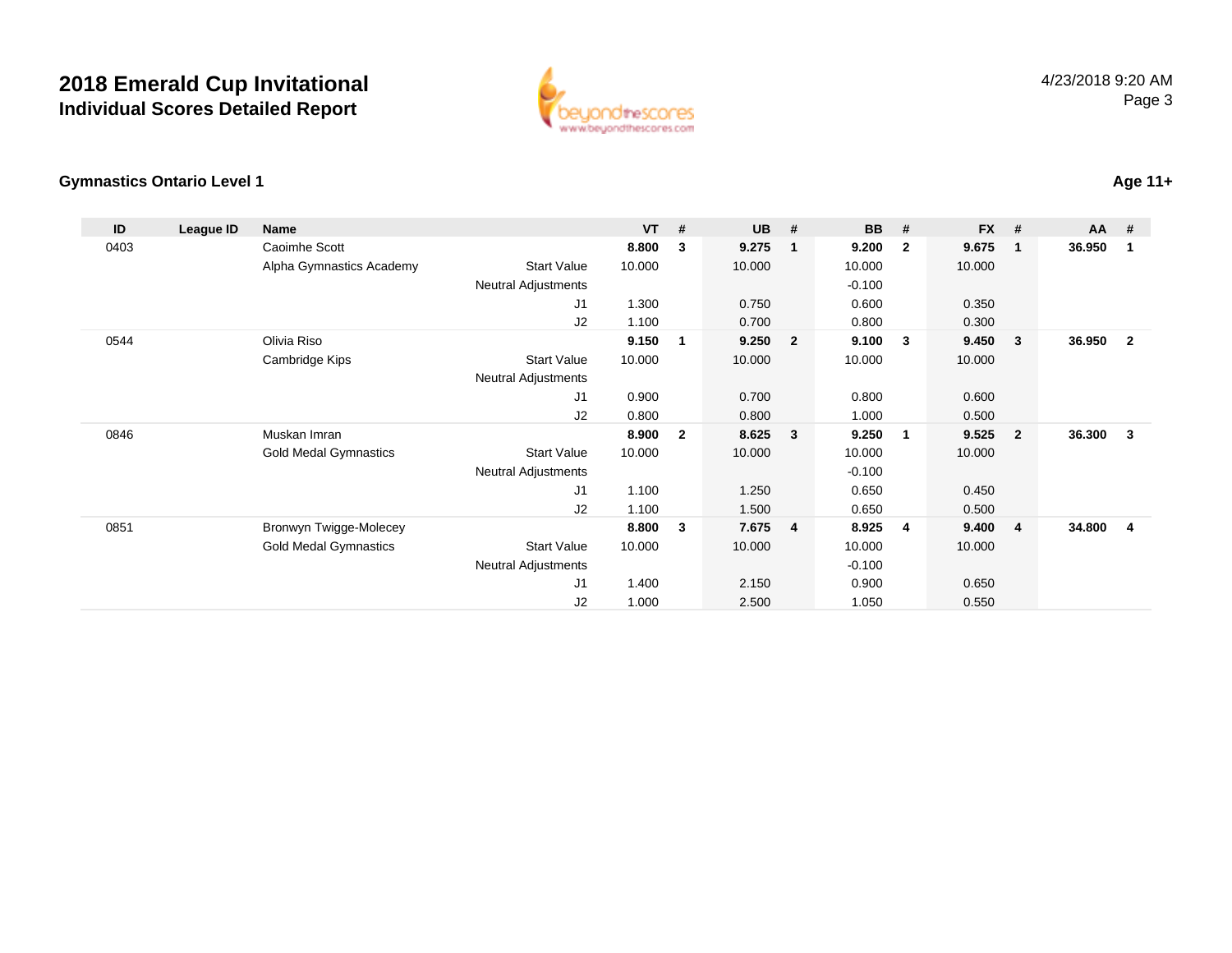# 2018 Emerald Cup Invitational

## Individual Scores Detailed Report

4/23/2018 9:20 AM

### Gymnastics Ontario Level 1

**Age 11+**

| ID | League ID | Name | | VT | # | UB | # | BB | # | FX | # | AA | # |
|---|---|---|---|---|---|---|---|---|---|---|---|---|---|
| 0403 | | Caoimhe Scott | | **8.800** | **3** | **9.275** | **1** | **9.200** | **2** | **9.675** | **1** | **36.950** | **1** |
| | | Alpha Gymnastics Academy | Start Value | 10.000 | | 10.000 | | 10.000 | | 10.000 | | | |
| | | | Neutral Adjustments | | | | | -0.100 | | | | | |
| | | | J1 | 1.300 | | 0.750 | | 0.600 | | 0.350 | | | |
| | | | J2 | 1.100 | | 0.700 | | 0.800 | | 0.300 | | | |
| 0544 | | Olivia Riso | | **9.150** | **1** | **9.250** | **2** | **9.100** | **3** | **9.450** | **3** | **36.950** | **2** |
| | | Cambridge Kips | Start Value | 10.000 | | 10.000 | | 10.000 | | 10.000 | | | |
| | | | Neutral Adjustments | | | | | | | | | | |
| | | | J1 | 0.900 | | 0.700 | | 0.800 | | 0.600 | | | |
| | | | J2 | 0.800 | | 0.800 | | 1.000 | | 0.500 | | | |
| 0846 | | Muskan Imran | | **8.900** | **2** | **8.625** | **3** | **9.250** | **1** | **9.525** | **2** | **36.300** | **3** |
| | | Gold Medal Gymnastics | Start Value | 10.000 | | 10.000 | | 10.000 | | 10.000 | | | |
| | | | Neutral Adjustments | | | | | -0.100 | | | | | |
| | | | J1 | 1.100 | | 1.250 | | 0.650 | | 0.450 | | | |
| | | | J2 | 1.100 | | 1.500 | | 0.650 | | 0.500 | | | |
| 0851 | | Bronwyn Twigge-Molecey | | **8.800** | **3** | **7.675** | **4** | **8.925** | **4** | **9.400** | **4** | **34.800** | **4** |
| | | Gold Medal Gymnastics | Start Value | 10.000 | | 10.000 | | 10.000 | | 10.000 | | | |
| | | | Neutral Adjustments | | | | | -0.100 | | | | | |
| | | | J1 | 1.400 | | 2.150 | | 0.900 | | 0.650 | | | |
| | | | J2 | 1.000 | | 2.500 | | 1.050 | | 0.550 | | | |